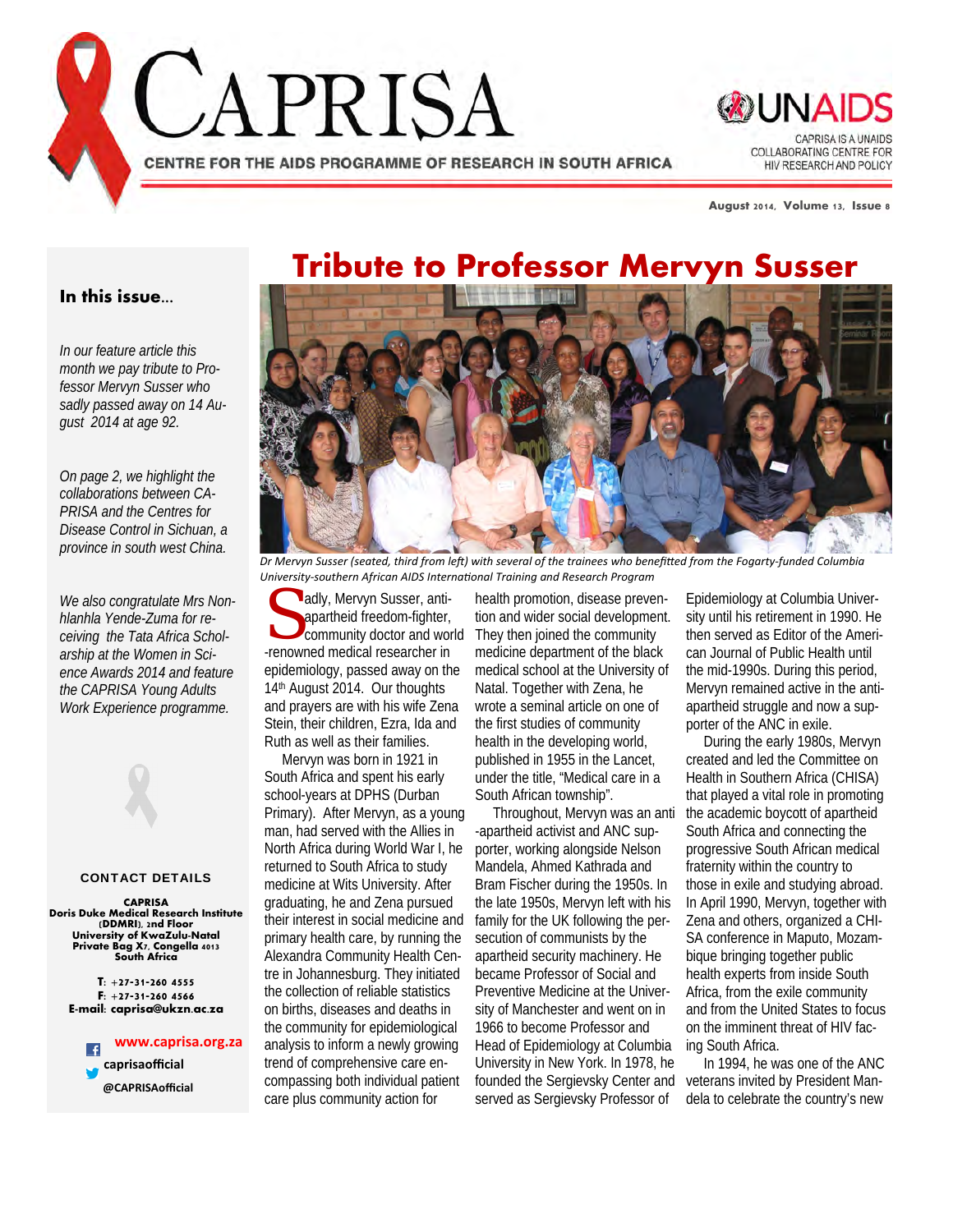# CAPRISA

CENTRE FOR THE AIDS PROGRAMME OF RESEARCH IN SOUTH AFRICA

UNAIDS

CAPRISA IS A UNAIDS COLLABORATING CENTRE FOR HIV RESEARCH AND POLICY

August 2014, Volume 13, Issue 8

## In this issue...

*In our feature article this month we pay tribute to Professor Mervyn Susser who sadly passed away on 14 August 2014 at age 92.*

*On page 2, we highlight the collaborations between CAPRISA and the Centres for Disease Control in Sichuan, a province in south west China.*

*We also congratulate Mrs Nonhlanhla Yende-Zuma for receiving the Tata Africa Scholarship at the Women in Science Awards 2014 and feature the CAPRISA Young Adults Work Experience programme.*

**CONTACT DETAILS**

**CAPRISA**
**Doris Duke Medical Research Institute (DDMRI), 2nd Floor**
**University of KwaZulu-Natal**
**Private Bag X7, Congella 4013**
**South Africa**

**T**: +27-31-260 4555
**F**: +27-31-260 4566
**E-mail**: caprisa@ukzn.ac.za

**www.caprisa.org.za**

**caprisaofficial**

**@CAPRISAofficial**

# Tribute to Professor Mervyn Susser

*Dr Mervyn Susser (seated, third from left) with several of the trainees who benefitted from the Fogarty-funded Columbia University-southern African AIDS International Training and Research Program*

Sadly, Mervyn Susser, anti-apartheid freedom-fighter, community doctor and world-renowned medical researcher in epidemiology, passed away on the 14th August 2014. Our thoughts and prayers are with his wife Zena Stein, their children, Ezra, Ida and Ruth as well as their families.

Mervyn was born in 1921 in South Africa and spent his early school-years at DPHS (Durban Primary). After Mervyn, as a young man, had served with the Allies in North Africa during World War I, he returned to South Africa to study medicine at Wits University. After graduating, he and Zena pursued their interest in social medicine and primary health care, by running the Alexandra Community Health Centre in Johannesburg. They initiated the collection of reliable statistics on births, diseases and deaths in the community for epidemiological analysis to inform a newly growing trend of comprehensive care encompassing both individual patient care plus community action for health promotion, disease prevention and wider social development. They then joined the community medicine department of the black medical school at the University of Natal. Together with Zena, he wrote a seminal article on one of the first studies of community health in the developing world, published in 1955 in the Lancet, under the title, "Medical care in a South African township".

Throughout, Mervyn was an anti-apartheid activist and ANC supporter, working alongside Nelson Mandela, Ahmed Kathrada and Bram Fischer during the 1950s. In the late 1950s, Mervyn left with his family for the UK following the persecution of communists by the apartheid security machinery. He became Professor of Social and Preventive Medicine at the University of Manchester and went on in 1966 to become Professor and Head of Epidemiology at Columbia University in New York. In 1978, he founded the Sergievsky Center and served as Sergievsky Professor of Epidemiology at Columbia University until his retirement in 1990. He then served as Editor of the American Journal of Public Health until the mid-1990s. During this period, Mervyn remained active in the anti-apartheid struggle and now a supporter of the ANC in exile.

During the early 1980s, Mervyn created and led the Committee on Health in Southern Africa (CHISA) that played a vital role in promoting the academic boycott of apartheid South Africa and connecting the progressive South African medical fraternity within the country to those in exile and studying abroad. In April 1990, Mervyn, together with Zena and others, organized a CHISA conference in Maputo, Mozambique bringing together public health experts from inside South Africa, from the exile community and from the United States to focus on the imminent threat of HIV facing South Africa.

In 1994, he was one of the ANC veterans invited by President Mandela to celebrate the country's new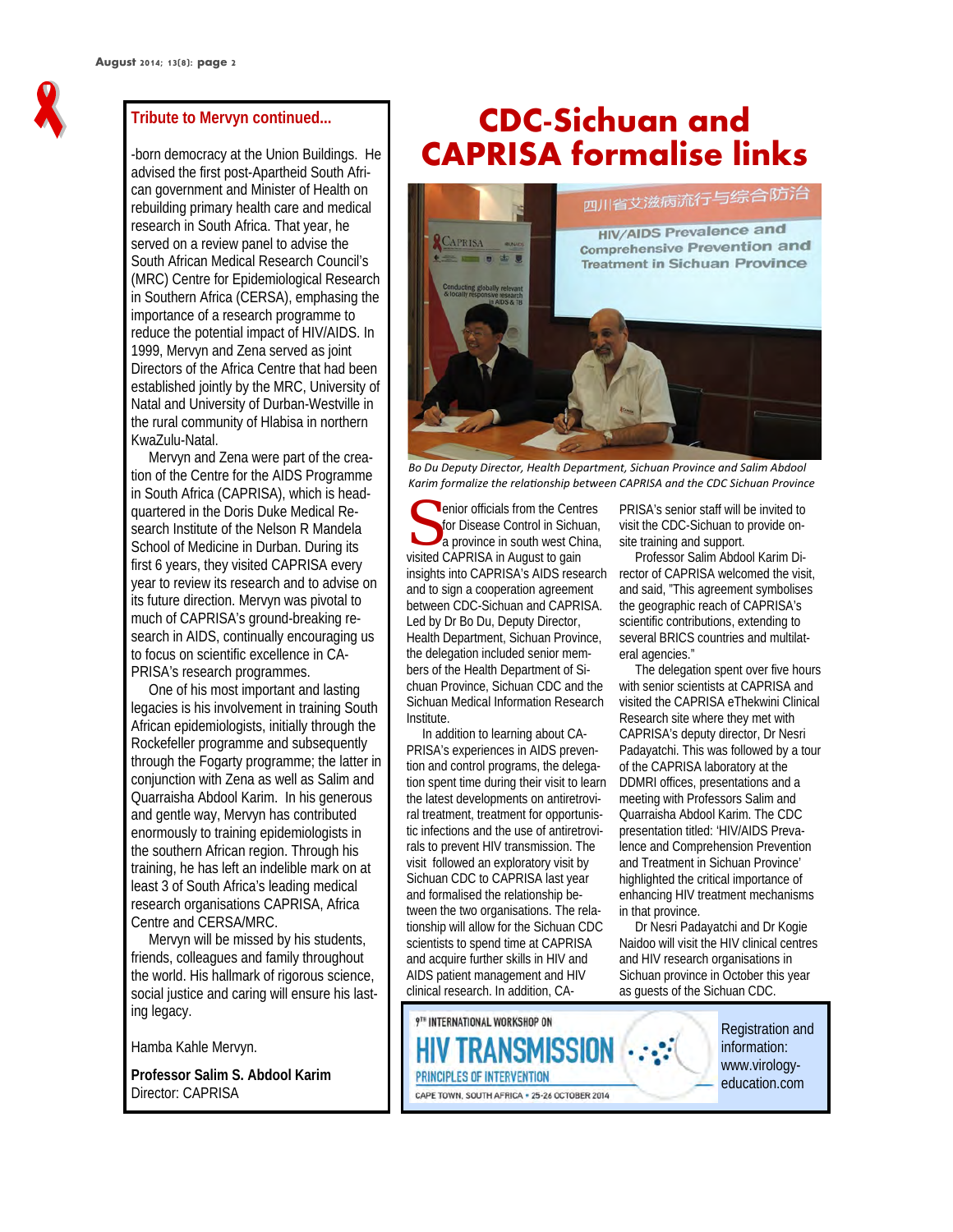## Tribute to Mervyn continued...

-born democracy at the Union Buildings. He advised the first post-Apartheid South African government and Minister of Health on rebuilding primary health care and medical research in South Africa. That year, he served on a review panel to advise the South African Medical Research Council's (MRC) Centre for Epidemiological Research in Southern Africa (CERSA), emphasing the importance of a research programme to reduce the potential impact of HIV/AIDS. In 1999, Mervyn and Zena served as joint Directors of the Africa Centre that had been established jointly by the MRC, University of Natal and University of Durban-Westville in the rural community of Hlabisa in northern KwaZulu-Natal.

Mervyn and Zena were part of the creation of the Centre for the AIDS Programme in South Africa (CAPRISA), which is headquartered in the Doris Duke Medical Research Institute of the Nelson R Mandela School of Medicine in Durban. During its first 6 years, they visited CAPRISA every year to review its research and to advise on its future direction. Mervyn was pivotal to much of CAPRISA's ground-breaking research in AIDS, continually encouraging us to focus on scientific excellence in CAPRISA's research programmes.

One of his most important and lasting legacies is his involvement in training South African epidemiologists, initially through the Rockefeller programme and subsequently through the Fogarty programme; the latter in conjunction with Zena as well as Salim and Quarraisha Abdool Karim. In his generous and gentle way, Mervyn has contributed enormously to training epidemiologists in the southern African region. Through his training, he has left an indelible mark on at least 3 of South Africa's leading medical research organisations CAPRISA, Africa Centre and CERSA/MRC.

Mervyn will be missed by his students, friends, colleagues and family throughout the world. His hallmark of rigorous science, social justice and caring will ensure his lasting legacy.

Hamba Kahle Mervyn.

**Professor Salim S. Abdool Karim**
Director: CAPRISA

# CDC-Sichuan and CAPRISA formalise links

*Bo Du Deputy Director, Health Department, Sichuan Province and Salim Abdool Karim formalize the relationship between CAPRISA and the CDC Sichuan Province*

Senior officials from the Centres for Disease Control in Sichuan, a province in south west China, visited CAPRISA in August to gain insights into CAPRISA's AIDS research and to sign a cooperation agreement between CDC-Sichuan and CAPRISA. Led by Dr Bo Du, Deputy Director, Health Department, Sichuan Province, the delegation included senior members of the Health Department of Sichuan Province, Sichuan CDC and the Sichuan Medical Information Research Institute.

In addition to learning about CAPRISA's experiences in AIDS prevention and control programs, the delegation spent time during their visit to learn the latest developments on antiretroviral treatment, treatment for opportunistic infections and the use of antiretrovirals to prevent HIV transmission. The visit followed an exploratory visit by Sichuan CDC to CAPRISA last year and formalised the relationship between the two organisations. The relationship will allow for the Sichuan CDC scientists to spend time at CAPRISA and acquire further skills in HIV and AIDS patient management and HIV clinical research. In addition, CAPRISA's senior staff will be invited to visit the CDC-Sichuan to provide on-site training and support.

Professor Salim Abdool Karim Director of CAPRISA welcomed the visit, and said, "This agreement symbolises the geographic reach of CAPRISA's scientific contributions, extending to several BRICS countries and multilateral agencies."

The delegation spent over five hours with senior scientists at CAPRISA and visited the CAPRISA eThekwini Clinical Research site where they met with CAPRISA's deputy director, Dr Nesri Padayatchi. This was followed by a tour of the CAPRISA laboratory at the DDMRI offices, presentations and a meeting with Professors Salim and Quarraisha Abdool Karim. The CDC presentation titled: 'HIV/AIDS Prevalence and Comprehension Prevention and Treatment in Sichuan Province' highlighted the critical importance of enhancing HIV treatment mechanisms in that province.

Dr Nesri Padayatchi and Dr Kogie Naidoo will visit the HIV clinical centres and HIV research organisations in Sichuan province in October this year as guests of the Sichuan CDC.

9TH INTERNATIONAL WORKSHOP ON **HIV TRANSMISSION** PRINCIPLES OF INTERVENTION
CAPE TOWN, SOUTH AFRICA • 25-26 OCTOBER 2014

Registration and information: www.virology-education.com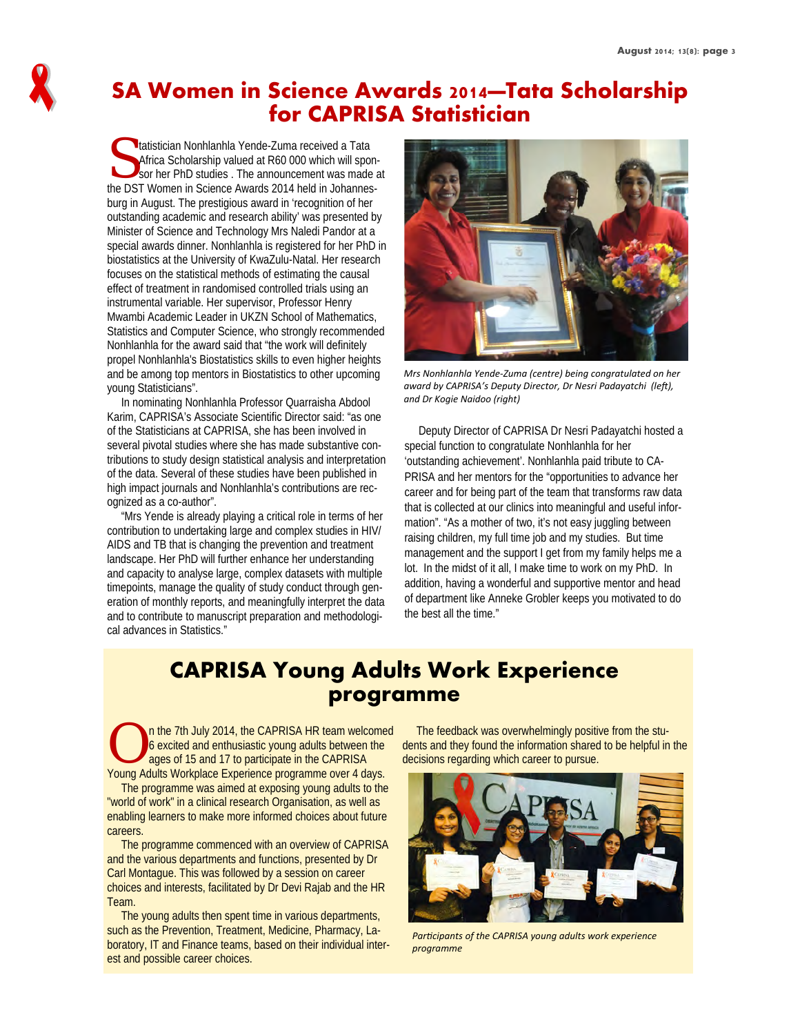# SA Women in Science Awards 2014—Tata Scholarship for CAPRISA Statistician

Statistician Nonhlanhla Yende-Zuma received a Tata Africa Scholarship valued at R60 000 which will sponsor her PhD studies . The announcement was made at the DST Women in Science Awards 2014 held in Johannesburg in August. The prestigious award in 'recognition of her outstanding academic and research ability' was presented by Minister of Science and Technology Mrs Naledi Pandor at a special awards dinner. Nonhlanhla is registered for her PhD in biostatistics at the University of KwaZulu-Natal. Her research focuses on the statistical methods of estimating the causal effect of treatment in randomised controlled trials using an instrumental variable. Her supervisor, Professor Henry Mwambi Academic Leader in UKZN School of Mathematics, Statistics and Computer Science, who strongly recommended Nonhlanhla for the award said that "the work will definitely propel Nonhlanhla's Biostatistics skills to even higher heights and be among top mentors in Biostatistics to other upcoming young Statisticians".

In nominating Nonhlanhla Professor Quarraisha Abdool Karim, CAPRISA's Associate Scientific Director said: "as one of the Statisticians at CAPRISA, she has been involved in several pivotal studies where she has made substantive contributions to study design statistical analysis and interpretation of the data. Several of these studies have been published in high impact journals and Nonhlanhla's contributions are recognized as a co-author".

"Mrs Yende is already playing a critical role in terms of her contribution to undertaking large and complex studies in HIV/AIDS and TB that is changing the prevention and treatment landscape. Her PhD will further enhance her understanding and capacity to analyse large, complex datasets with multiple timepoints, manage the quality of study conduct through generation of monthly reports, and meaningfully interpret the data and to contribute to manuscript preparation and methodological advances in Statistics."

*Mrs Nonhlanhla Yende-Zuma (centre) being congratulated on her award by CAPRISA's Deputy Director, Dr Nesri Padayatchi (left), and Dr Kogie Naidoo (right)*

Deputy Director of CAPRISA Dr Nesri Padayatchi hosted a special function to congratulate Nonhlanhla for her 'outstanding achievement'. Nonhlanhla paid tribute to CAPRISA and her mentors for the "opportunities to advance her career and for being part of the team that transforms raw data that is collected at our clinics into meaningful and useful information". "As a mother of two, it's not easy juggling between raising children, my full time job and my studies. But time management and the support I get from my family helps me a lot. In the midst of it all, I make time to work on my PhD. In addition, having a wonderful and supportive mentor and head of department like Anneke Grobler keeps you motivated to do the best all the time."

# CAPRISA Young Adults Work Experience programme

On the 7th July 2014, the CAPRISA HR team welcomed 6 excited and enthusiastic young adults between the ages of 15 and 17 to participate in the CAPRISA Young Adults Workplace Experience programme over 4 days.

The programme was aimed at exposing young adults to the "world of work" in a clinical research Organisation, as well as enabling learners to make more informed choices about future careers.

The programme commenced with an overview of CAPRISA and the various departments and functions, presented by Dr Carl Montague. This was followed by a session on career choices and interests, facilitated by Dr Devi Rajab and the HR Team.

The young adults then spent time in various departments, such as the Prevention, Treatment, Medicine, Pharmacy, Laboratory, IT and Finance teams, based on their individual interest and possible career choices.

The feedback was overwhelmingly positive from the students and they found the information shared to be helpful in the decisions regarding which career to pursue.

*Participants of the CAPRISA young adults work experience programme*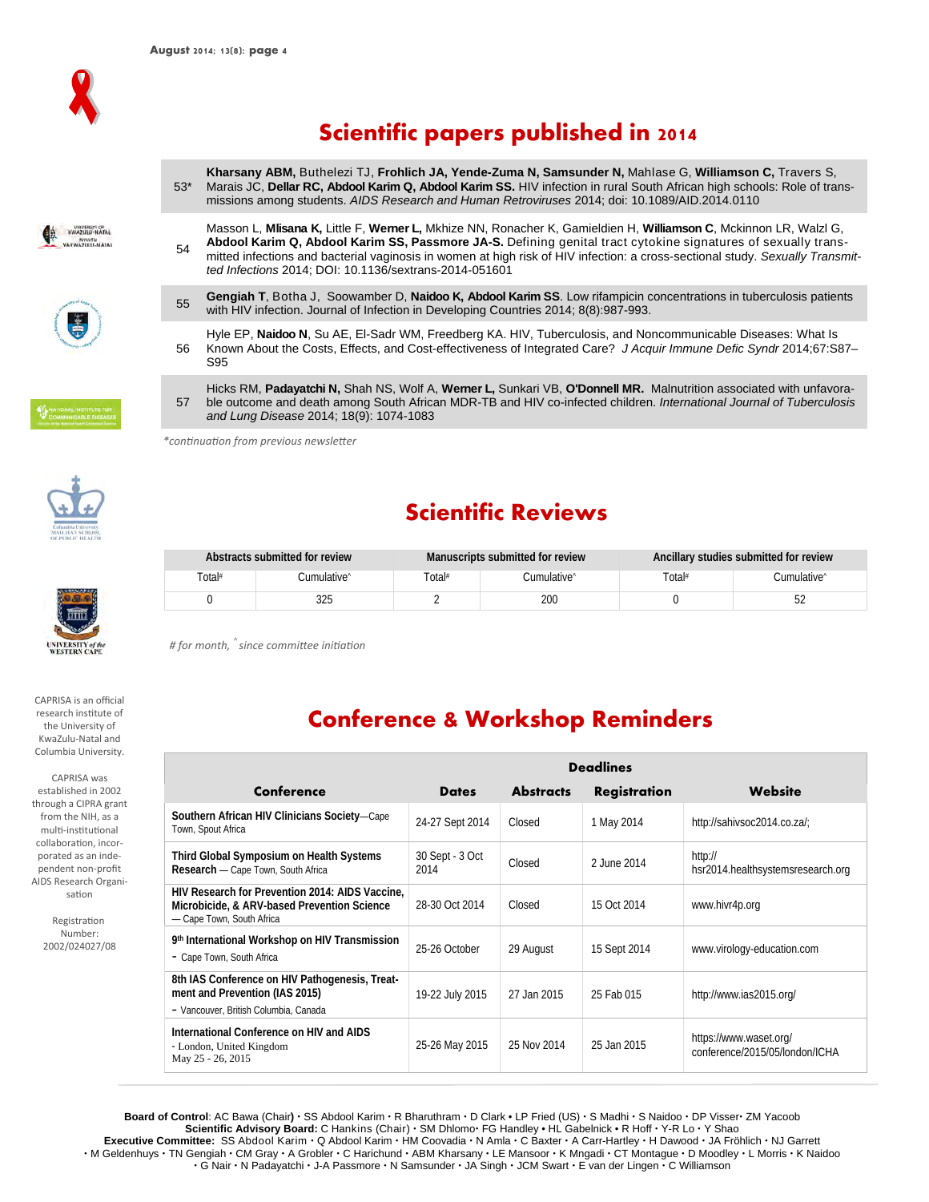## Scientific papers published in 2014

| | |
|---|---|
| 53* | **Kharsany ABM,** Buthelezi TJ, **Frohlich JA, Yende-Zuma N, Samsunder N,** Mahlase G, **Williamson C,** Travers S, Marais JC, **Dellar RC, Abdool Karim Q, Abdool Karim SS.** HIV infection in rural South African high schools: Role of transmissions among students. *AIDS Research and Human Retroviruses* 2014; doi: 10.1089/AID.2014.0110 |
| 54 | Masson L, **Mlisana K,** Little F, **Werner L,** Mkhize NN, Ronacher K, Gamieldien H, **Williamson C**, Mckinnon LR, Walzl G, **Abdool Karim Q, Abdool Karim SS, Passmore JA-S.** Defining genital tract cytokine signatures of sexually transmitted infections and bacterial vaginosis in women at high risk of HIV infection: a cross-sectional study. *Sexually Transmitted Infections* 2014; DOI: 10.1136/sextrans-2014-051601 |
| 55 | **Gengiah T**, Botha J, Soowamber D, **Naidoo K, Abdool Karim SS**. Low rifampicin concentrations in tuberculosis patients with HIV infection. Journal of Infection in Developing Countries 2014; 8(8):987-993. |
| 56 | Hyle EP, **Naidoo N**, Su AE, El-Sadr WM, Freedberg KA. HIV, Tuberculosis, and Noncommunicable Diseases: What Is Known About the Costs, Effects, and Cost-effectiveness of Integrated Care? *J Acquir Immune Defic Syndr* 2014;67:S87–S95 |
| 57 | Hicks RM, **Padayatchi N,** Shah NS, Wolf A, **Werner L,** Sunkari VB, **O'Donnell MR.** Malnutrition associated with unfavorable outcome and death among South African MDR-TB and HIV co-infected children. *International Journal of Tuberculosis and Lung Disease* 2014; 18(9): 1074-1083 |

*\*continuation from previous newsletter*

## Scientific Reviews

| Abstracts submitted for review | | Manuscripts submitted for review | | Ancillary studies submitted for review | |
|---|---|---|---|---|---|
| Total# | Cumulative^ | Total# | Cumulative^ | Total# | Cumulative^ |
| 0 | 325 | 2 | 200 | 0 | 52 |

*# for month, ^ since committee initiation*

## Conference & Workshop Reminders

| Conference | Dates | Deadlines: Abstracts | Deadlines: Registration | Website |
|---|---|---|---|---|
| **Southern African HIV Clinicians Society**—Cape Town, Spout Africa | 24-27 Sept 2014 | Closed | 1 May 2014 | http://sahivsoc2014.co.za/; |
| **Third Global Symposium on Health Systems Research** — Cape Town, South Africa | 30 Sept - 3 Oct 2014 | Closed | 2 June 2014 | http://hsr2014.healthsystemsresearch.org |
| **HIV Research for Prevention 2014: AIDS Vaccine, Microbicide, & ARV-based Prevention Science** — Cape Town, South Africa | 28-30 Oct 2014 | Closed | 15 Oct 2014 | www.hivr4p.org |
| **9th International Workshop on HIV Transmission** - Cape Town, South Africa | 25-26 October | 29 August | 15 Sept 2014 | www.virology-education.com |
| **8th IAS Conference on HIV Pathogenesis, Treatment and Prevention (IAS 2015)** - Vancouver, British Columbia, Canada | 19-22 July 2015 | 27 Jan 2015 | 25 Fab 015 | http://www.ias2015.org/ |
| **International Conference on HIV and AIDS** - London, United Kingdom May 25 - 26, 2015 | 25-26 May 2015 | 25 Nov 2014 | 25 Jan 2015 | https://www.waset.org/conference/2015/05/london/ICHA |

CAPRISA is an official research institute of the University of KwaZulu-Natal and Columbia University.

CAPRISA was established in 2002 through a CIPRA grant from the NIH, as a multi-institutional collaboration, incorporated as an independent non-profit AIDS Research Organisation

Registration Number: 2002/024027/08

**Board of Control**: AC Bawa (Chair) • SS Abdool Karim • R Bharuthram • D Clark • LP Fried (US) • S Madhi • S Naidoo • DP Visser• ZM Yacoob
**Scientific Advisory Board:** C Hankins (Chair) • SM Dhlomo• FG Handley • HL Gabelnick • R Hoff • Y-R Lo • Y Shao
**Executive Committee:** SS Abdool Karim • Q Abdool Karim • HM Coovadia • N Amla • C Baxter • A Carr-Hartley • H Dawood • JA Fröhlich • NJ Garrett • M Geldenhuys • TN Gengiah • CM Gray • A Grobler • C Harichund • ABM Kharsany • LE Mansoor • K Mngadi • CT Montague • D Moodley • L Morris • K Naidoo • G Nair • N Padayatchi • J-A Passmore • N Samsunder • JA Singh • JCM Swart • E van der Lingen • C Williamson